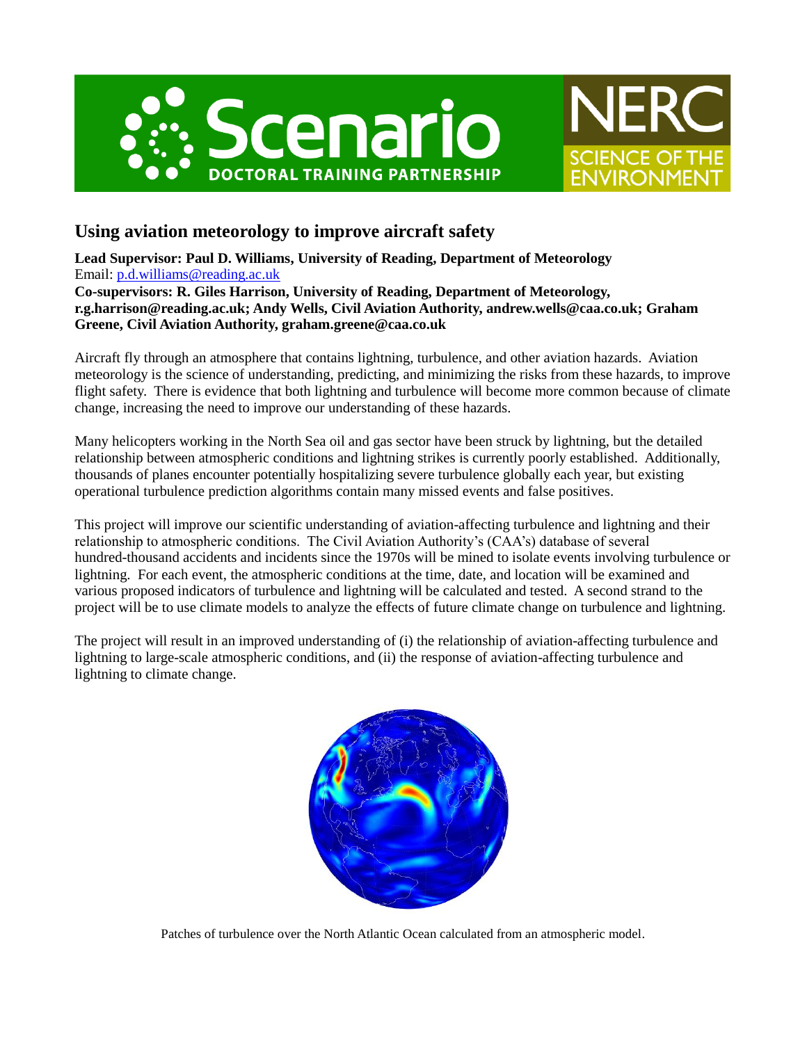Scenario DOCTORAL TRAINING PARTNERSHIP

NERC SCIENCE OF THE ENVIRONMENT

## Using aviation meteorology to improve aircraft safety

**Lead Supervisor: Paul D. Williams, University of Reading, Department of Meteorology**
Email: p.d.williams@reading.ac.uk
**Co-supervisors: R. Giles Harrison, University of Reading, Department of Meteorology, r.g.harrison@reading.ac.uk; Andy Wells, Civil Aviation Authority, andrew.wells@caa.co.uk; Graham Greene, Civil Aviation Authority, graham.greene@caa.co.uk**

Aircraft fly through an atmosphere that contains lightning, turbulence, and other aviation hazards. Aviation meteorology is the science of understanding, predicting, and minimizing the risks from these hazards, to improve flight safety. There is evidence that both lightning and turbulence will become more common because of climate change, increasing the need to improve our understanding of these hazards.

Many helicopters working in the North Sea oil and gas sector have been struck by lightning, but the detailed relationship between atmospheric conditions and lightning strikes is currently poorly established. Additionally, thousands of planes encounter potentially hospitalizing severe turbulence globally each year, but existing operational turbulence prediction algorithms contain many missed events and false positives.

This project will improve our scientific understanding of aviation-affecting turbulence and lightning and their relationship to atmospheric conditions. The Civil Aviation Authority's (CAA's) database of several hundred-thousand accidents and incidents since the 1970s will be mined to isolate events involving turbulence or lightning. For each event, the atmospheric conditions at the time, date, and location will be examined and various proposed indicators of turbulence and lightning will be calculated and tested. A second strand to the project will be to use climate models to analyze the effects of future climate change on turbulence and lightning.

The project will result in an improved understanding of (i) the relationship of aviation-affecting turbulence and lightning to large-scale atmospheric conditions, and (ii) the response of aviation-affecting turbulence and lightning to climate change.

Patches of turbulence over the North Atlantic Ocean calculated from an atmospheric model.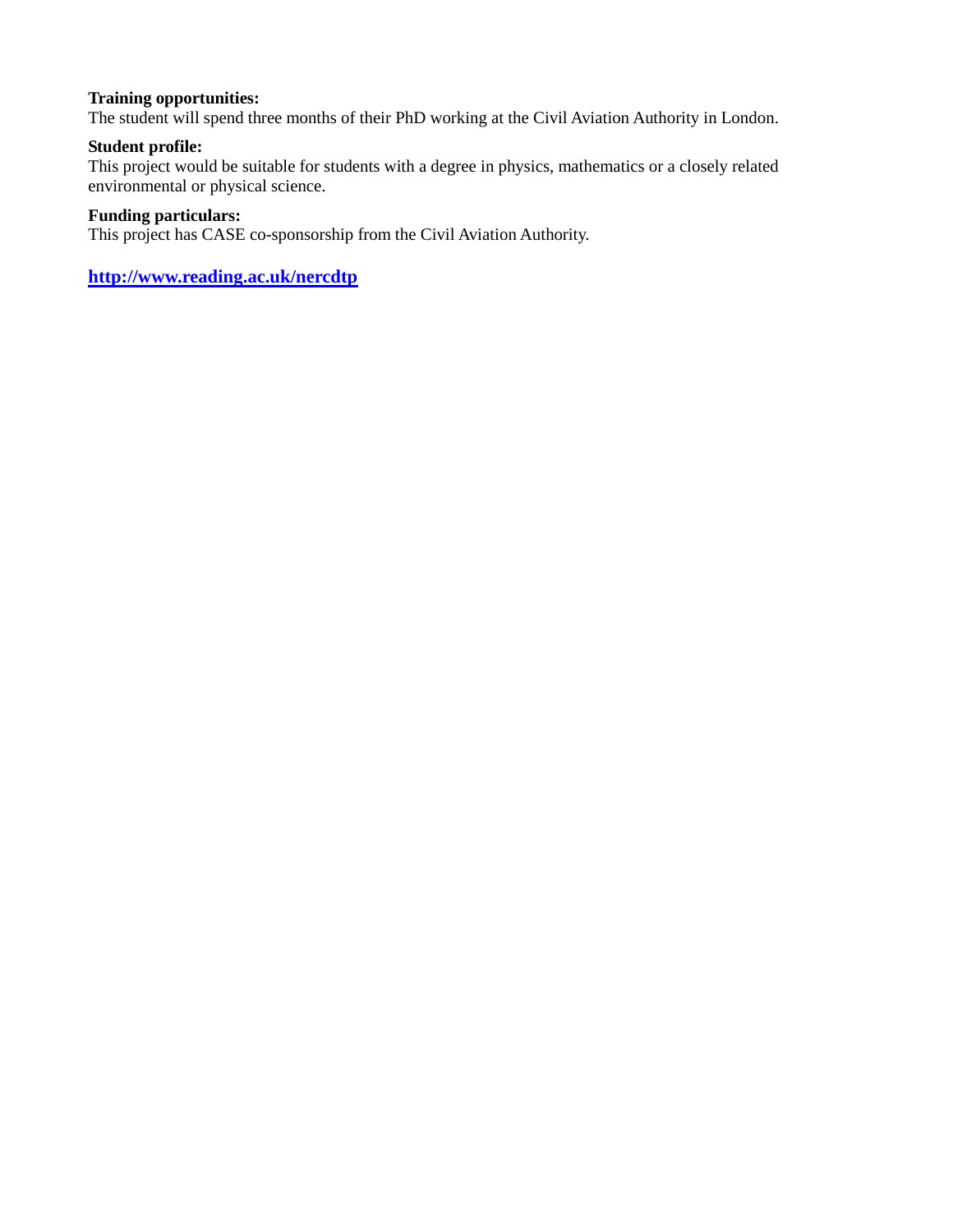**Training opportunities:**
The student will spend three months of their PhD working at the Civil Aviation Authority in London.

**Student profile:**
This project would be suitable for students with a degree in physics, mathematics or a closely related environmental or physical science.

**Funding particulars:**
This project has CASE co-sponsorship from the Civil Aviation Authority.

**http://www.reading.ac.uk/nercdtp**